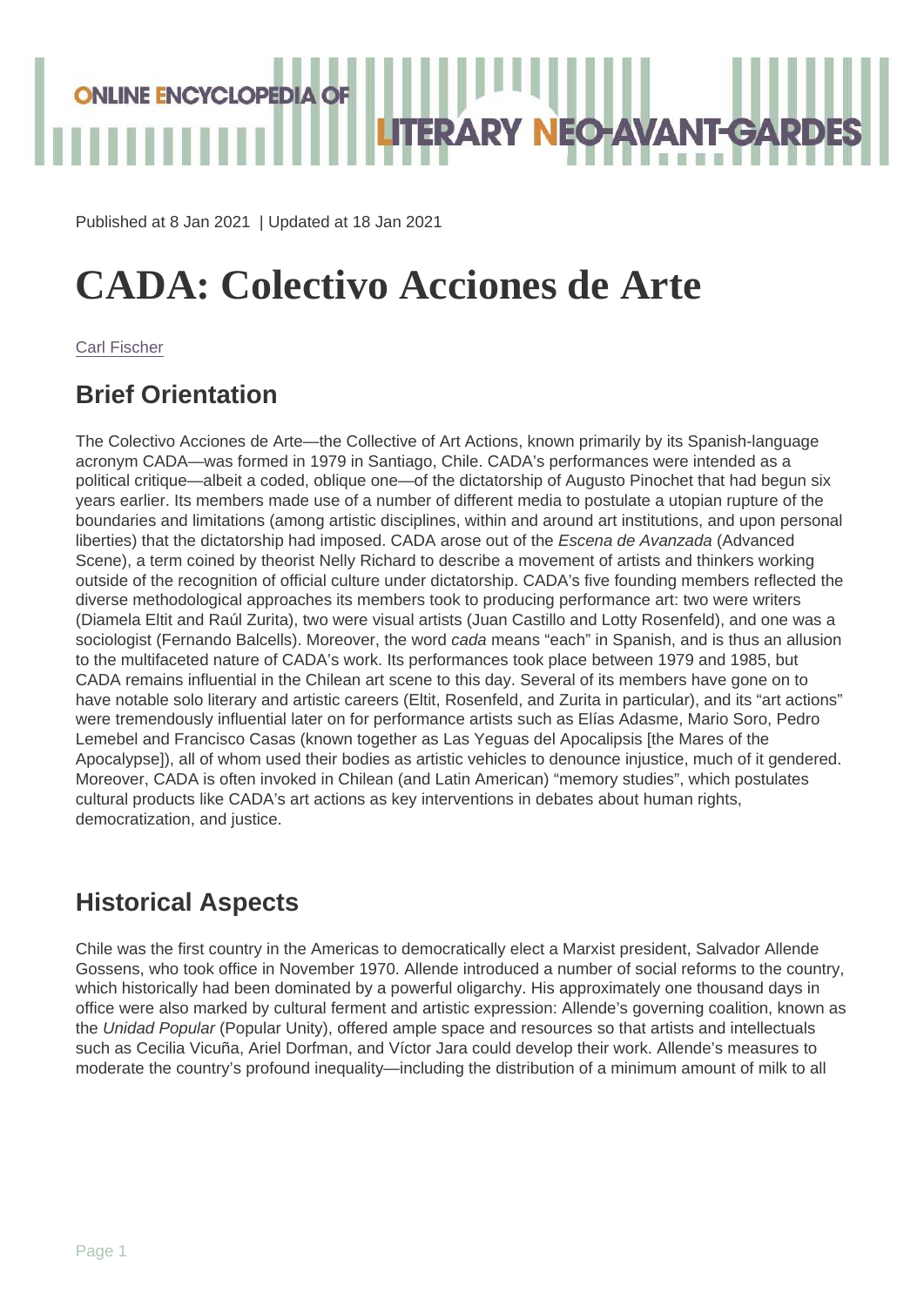Published at 8 Jan 2021 | Updated at 18 Jan 2021

# CADA: Colectivo Acciones de Arte

Carl Fischer

## Brief Orientation

The Colectivo Acciones de Arte—the Collective of Art Actions, known primarily by its Spanish-language acronym CADA—was formed in 1979 in Santiago, Chile. CADA's performances were intended as a political critique—albeit a coded, oblique one—of the dictatorship of Augusto Pinochet that had begun six years earlier. Its members made use of a number of different media to postulate a utopian rupture of the boundaries and limitations (among artistic disciplines, within and around art institutions, and upon personal liberties) that the dictatorship had imposed. CADA arose out of the *Escena de Avanzada* (Advanced Scene), a term coined by theorist Nelly Richard to describe a movement of artists and thinkers working outside of the recognition of official culture under dictatorship. CADA's five founding members reflected the diverse methodological approaches its members took to producing performance art: two were writers (Diamela Eltit and Raúl Zurita), two were visual artists (Juan Castillo and Lotty Rosenfeld), and one was a sociologist (Fernando Balcells). Moreover, the word *cada* means "each" in Spanish, and is thus an allusion to the multifaceted nature of CADA's work. Its performances took place between 1979 and 1985, but CADA remains influential in the Chilean art scene to this day. Several of its members have gone on to have notable solo literary and artistic careers (Eltit, Rosenfeld, and Zurita in particular), and its "art actions" were tremendously influential later on for performance artists such as Elías Adasme, Mario Soro, Pedro Lemebel and Francisco Casas (known together as Las Yeguas del Apocalipsis [the Mares of the Apocalypse]), all of whom used their bodies as artistic vehicles to denounce injustice, much of it gendered. Moreover, CADA is often invoked in Chilean (and Latin American) "memory studies", which postulates cultural products like CADA's art actions as key interventions in debates about human rights, democratization, and justice.

## Historical Aspects

Chile was the first country in the Americas to democratically elect a Marxist president, Salvador Allende Gossens, who took office in November 1970. Allende introduced a number of social reforms to the country, which historically had been dominated by a powerful oligarchy. His approximately one thousand days in office were also marked by cultural ferment and artistic expression: Allende's governing coalition, known as the *Unidad Popular* (Popular Unity), offered ample space and resources so that artists and intellectuals such as Cecilia Vicuña, Ariel Dorfman, and Víctor Jara could develop their work. Allende's measures to moderate the country's profound inequality—including the distribution of a minimum amount of milk to all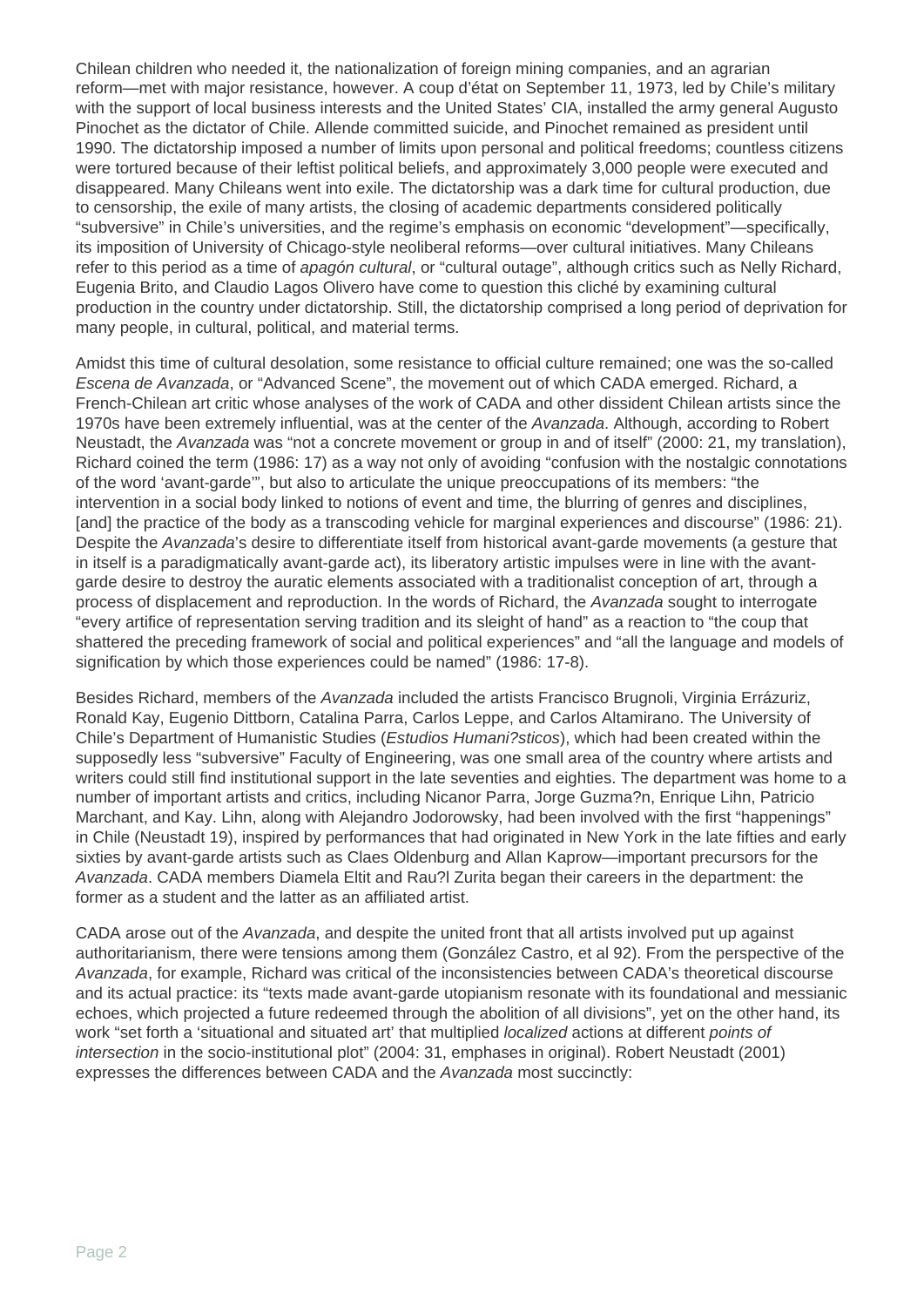Chilean children who needed it, the nationalization of foreign mining companies, and an agrarian reform—met with major resistance, however. A coup d'état on September 11, 1973, led by Chile's military with the support of local business interests and the United States' CIA, installed the army general Augusto Pinochet as the dictator of Chile. Allende committed suicide, and Pinochet remained as president until 1990. The dictatorship imposed a number of limits upon personal and political freedoms; countless citizens were tortured because of their leftist political beliefs, and approximately 3,000 people were executed and disappeared. Many Chileans went into exile. The dictatorship was a dark time for cultural production, due to censorship, the exile of many artists, the closing of academic departments considered politically "subversive" in Chile's universities, and the regime's emphasis on economic "development"—specifically, its imposition of University of Chicago-style neoliberal reforms—over cultural initiatives. Many Chileans refer to this period as a time of *apagón cultural*, or "cultural outage", although critics such as Nelly Richard, Eugenia Brito, and Claudio Lagos Olivero have come to question this cliché by examining cultural production in the country under dictatorship. Still, the dictatorship comprised a long period of deprivation for many people, in cultural, political, and material terms.

Amidst this time of cultural desolation, some resistance to official culture remained; one was the so-called *Escena de Avanzada*, or "Advanced Scene", the movement out of which CADA emerged. Richard, a French-Chilean art critic whose analyses of the work of CADA and other dissident Chilean artists since the 1970s have been extremely influential, was at the center of the *Avanzada*. Although, according to Robert Neustadt, the *Avanzada* was "not a concrete movement or group in and of itself" (2000: 21, my translation), Richard coined the term (1986: 17) as a way not only of avoiding "confusion with the nostalgic connotations of the word 'avant-garde'", but also to articulate the unique preoccupations of its members: "the intervention in a social body linked to notions of event and time, the blurring of genres and disciplines, [and] the practice of the body as a transcoding vehicle for marginal experiences and discourse" (1986: 21). Despite the *Avanzada*'s desire to differentiate itself from historical avant-garde movements (a gesture that in itself is a paradigmatically avant-garde act), its liberatory artistic impulses were in line with the avant-garde desire to destroy the auratic elements associated with a traditionalist conception of art, through a process of displacement and reproduction. In the words of Richard, the *Avanzada* sought to interrogate "every artifice of representation serving tradition and its sleight of hand" as a reaction to "the coup that shattered the preceding framework of social and political experiences" and "all the language and models of signification by which those experiences could be named" (1986: 17-8).

Besides Richard, members of the *Avanzada* included the artists Francisco Brugnoli, Virginia Errázuriz, Ronald Kay, Eugenio Dittborn, Catalina Parra, Carlos Leppe, and Carlos Altamirano. The University of Chile's Department of Humanistic Studies (*Estudios Humani?sticos*), which had been created within the supposedly less "subversive" Faculty of Engineering, was one small area of the country where artists and writers could still find institutional support in the late seventies and eighties. The department was home to a number of important artists and critics, including Nicanor Parra, Jorge Guzma?n, Enrique Lihn, Patricio Marchant, and Kay. Lihn, along with Alejandro Jodorowsky, had been involved with the first "happenings" in Chile (Neustadt 19), inspired by performances that had originated in New York in the late fifties and early sixties by avant-garde artists such as Claes Oldenburg and Allan Kaprow—important precursors for the *Avanzada*. CADA members Diamela Eltit and Rau?l Zurita began their careers in the department: the former as a student and the latter as an affiliated artist.

CADA arose out of the *Avanzada*, and despite the united front that all artists involved put up against authoritarianism, there were tensions among them (González Castro, et al 92). From the perspective of the *Avanzada*, for example, Richard was critical of the inconsistencies between CADA's theoretical discourse and its actual practice: its "texts made avant-garde utopianism resonate with its foundational and messianic echoes, which projected a future redeemed through the abolition of all divisions", yet on the other hand, its work "set forth a 'situational and situated art' that multiplied *localized* actions at different *points of intersection* in the socio-institutional plot" (2004: 31, emphases in original). Robert Neustadt (2001) expresses the differences between CADA and the *Avanzada* most succinctly: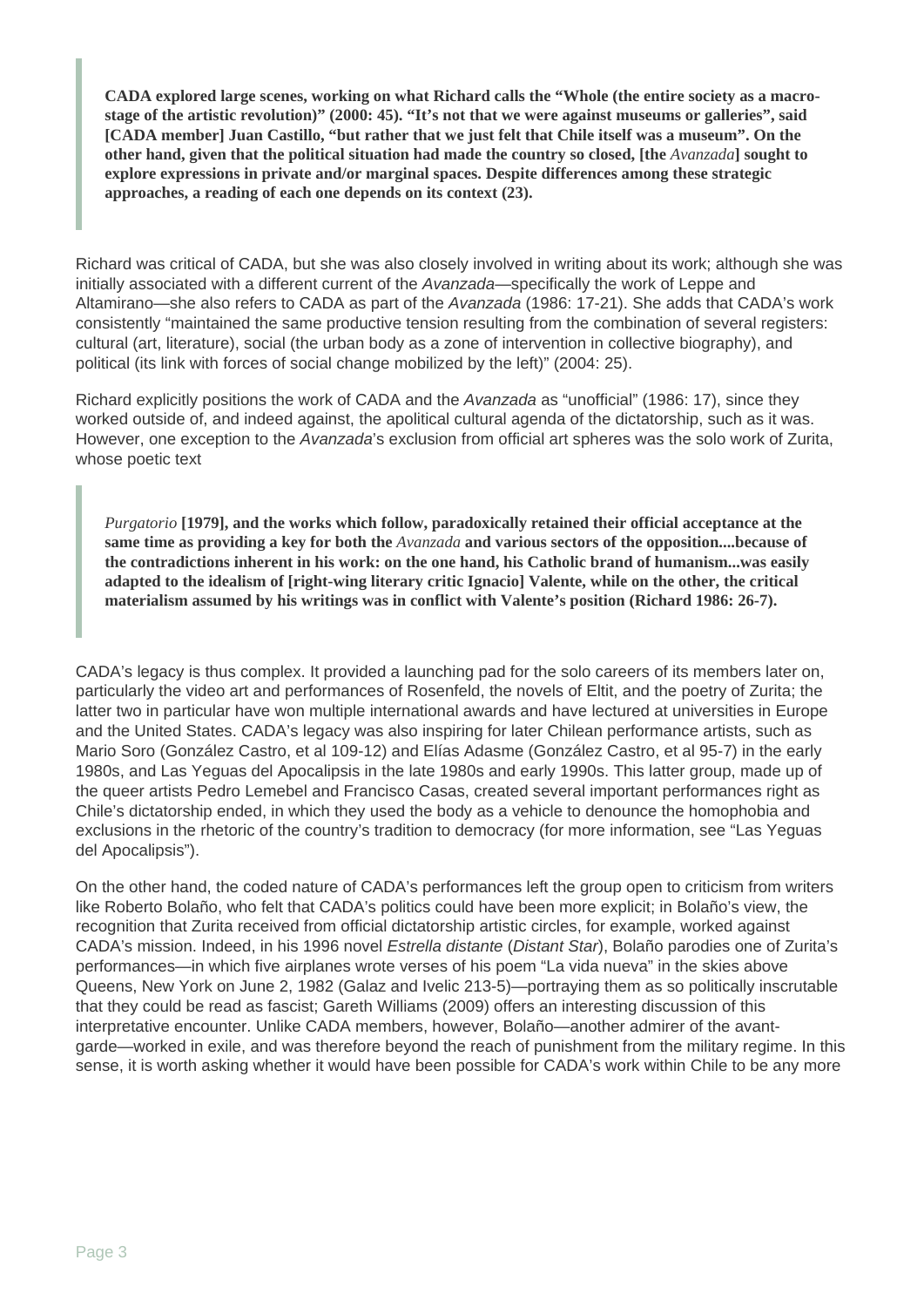> **CADA explored large scenes, working on what Richard calls the "Whole (the entire society as a macro-stage of the artistic revolution)" (2000: 45). "It's not that we were against museums or galleries", said [CADA member] Juan Castillo, "but rather that we just felt that Chile itself was a museum". On the other hand, given that the political situation had made the country so closed, [the *Avanzada*] sought to explore expressions in private and/or marginal spaces. Despite differences among these strategic approaches, a reading of each one depends on its context (23).**

Richard was critical of CADA, but she was also closely involved in writing about its work; although she was initially associated with a different current of the *Avanzada*—specifically the work of Leppe and Altamirano—she also refers to CADA as part of the *Avanzada* (1986: 17-21). She adds that CADA's work consistently "maintained the same productive tension resulting from the combination of several registers: cultural (art, literature), social (the urban body as a zone of intervention in collective biography), and political (its link with forces of social change mobilized by the left)" (2004: 25).

Richard explicitly positions the work of CADA and the *Avanzada* as "unofficial" (1986: 17), since they worked outside of, and indeed against, the apolitical cultural agenda of the dictatorship, such as it was. However, one exception to the *Avanzada*'s exclusion from official art spheres was the solo work of Zurita, whose poetic text

> ***Purgatorio* [1979], and the works which follow, paradoxically retained their official acceptance at the same time as providing a key for both the *Avanzada* and various sectors of the opposition....because of the contradictions inherent in his work: on the one hand, his Catholic brand of humanism...was easily adapted to the idealism of [right-wing literary critic Ignacio] Valente, while on the other, the critical materialism assumed by his writings was in conflict with Valente's position (Richard 1986: 26-7).**

CADA's legacy is thus complex. It provided a launching pad for the solo careers of its members later on, particularly the video art and performances of Rosenfeld, the novels of Eltit, and the poetry of Zurita; the latter two in particular have won multiple international awards and have lectured at universities in Europe and the United States. CADA's legacy was also inspiring for later Chilean performance artists, such as Mario Soro (González Castro, et al 109-12) and Elías Adasme (González Castro, et al 95-7) in the early 1980s, and Las Yeguas del Apocalipsis in the late 1980s and early 1990s. This latter group, made up of the queer artists Pedro Lemebel and Francisco Casas, created several important performances right as Chile's dictatorship ended, in which they used the body as a vehicle to denounce the homophobia and exclusions in the rhetoric of the country's tradition to democracy (for more information, see "Las Yeguas del Apocalipsis").

On the other hand, the coded nature of CADA's performances left the group open to criticism from writers like Roberto Bolaño, who felt that CADA's politics could have been more explicit; in Bolaño's view, the recognition that Zurita received from official dictatorship artistic circles, for example, worked against CADA's mission. Indeed, in his 1996 novel *Estrella distante* (*Distant Star*), Bolaño parodies one of Zurita's performances—in which five airplanes wrote verses of his poem "La vida nueva" in the skies above Queens, New York on June 2, 1982 (Galaz and Ivelic 213-5)—portraying them as so politically inscrutable that they could be read as fascist; Gareth Williams (2009) offers an interesting discussion of this interpretative encounter. Unlike CADA members, however, Bolaño—another admirer of the avant-garde—worked in exile, and was therefore beyond the reach of punishment from the military regime. In this sense, it is worth asking whether it would have been possible for CADA's work within Chile to be any more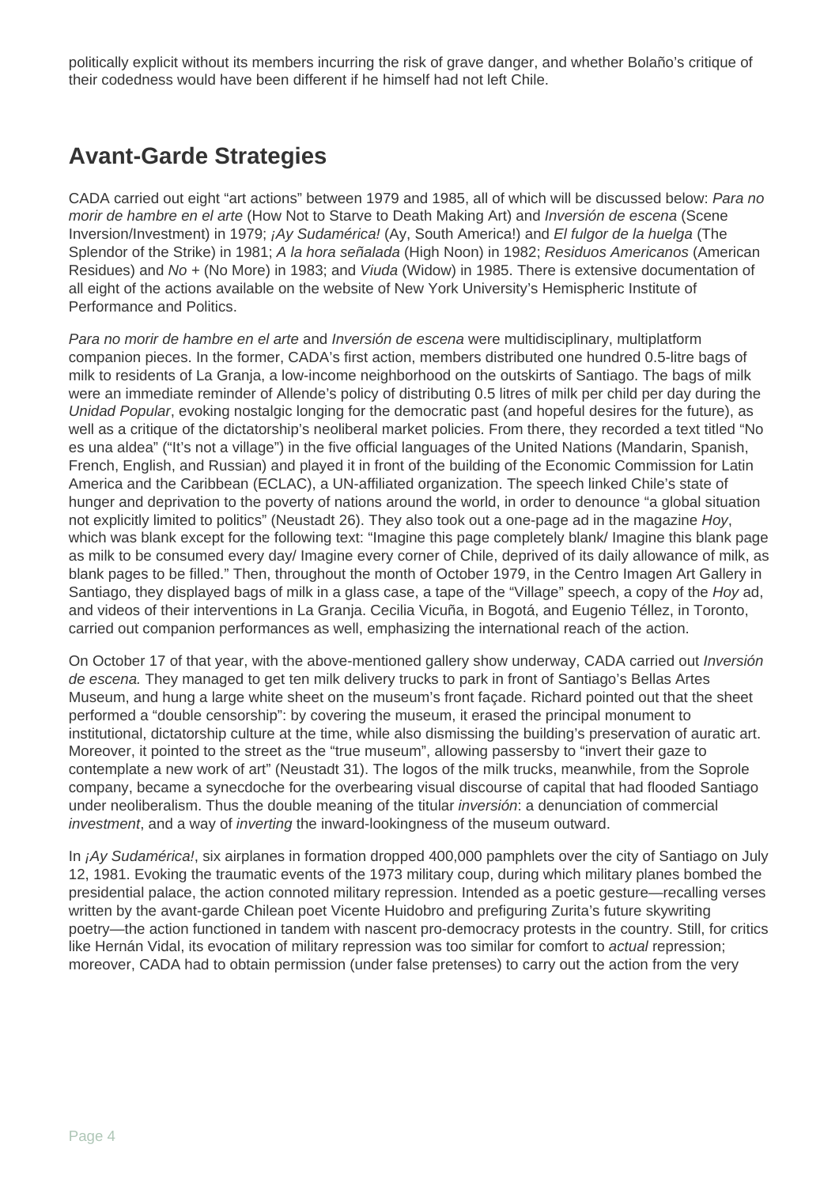politically explicit without its members incurring the risk of grave danger, and whether Bolaño's critique of their codedness would have been different if he himself had not left Chile.

## Avant-Garde Strategies

CADA carried out eight "art actions" between 1979 and 1985, all of which will be discussed below: *Para no morir de hambre en el arte* (How Not to Starve to Death Making Art) and *Inversión de escena* (Scene Inversion/Investment) in 1979; *¡Ay Sudamérica!* (Ay, South America!) and *El fulgor de la huelga* (The Splendor of the Strike) in 1981; *A la hora señalada* (High Noon) in 1982; *Residuos Americanos* (American Residues) and *No +* (No More) in 1983; and *Viuda* (Widow) in 1985. There is extensive documentation of all eight of the actions available on the website of New York University's Hemispheric Institute of Performance and Politics.

*Para no morir de hambre en el arte* and *Inversión de escena* were multidisciplinary, multiplatform companion pieces. In the former, CADA's first action, members distributed one hundred 0.5-litre bags of milk to residents of La Granja, a low-income neighborhood on the outskirts of Santiago. The bags of milk were an immediate reminder of Allende's policy of distributing 0.5 litres of milk per child per day during the *Unidad Popular*, evoking nostalgic longing for the democratic past (and hopeful desires for the future), as well as a critique of the dictatorship's neoliberal market policies. From there, they recorded a text titled "No es una aldea" ("It's not a village") in the five official languages of the United Nations (Mandarin, Spanish, French, English, and Russian) and played it in front of the building of the Economic Commission for Latin America and the Caribbean (ECLAC), a UN-affiliated organization. The speech linked Chile's state of hunger and deprivation to the poverty of nations around the world, in order to denounce "a global situation not explicitly limited to politics" (Neustadt 26). They also took out a one-page ad in the magazine *Hoy*, which was blank except for the following text: "Imagine this page completely blank/ Imagine this blank page as milk to be consumed every day/ Imagine every corner of Chile, deprived of its daily allowance of milk, as blank pages to be filled." Then, throughout the month of October 1979, in the Centro Imagen Art Gallery in Santiago, they displayed bags of milk in a glass case, a tape of the "Village" speech, a copy of the *Hoy* ad, and videos of their interventions in La Granja. Cecilia Vicuña, in Bogotá, and Eugenio Téllez, in Toronto, carried out companion performances as well, emphasizing the international reach of the action.

On October 17 of that year, with the above-mentioned gallery show underway, CADA carried out *Inversión de escena.* They managed to get ten milk delivery trucks to park in front of Santiago's Bellas Artes Museum, and hung a large white sheet on the museum's front façade. Richard pointed out that the sheet performed a "double censorship": by covering the museum, it erased the principal monument to institutional, dictatorship culture at the time, while also dismissing the building's preservation of auratic art. Moreover, it pointed to the street as the "true museum", allowing passersby to "invert their gaze to contemplate a new work of art" (Neustadt 31). The logos of the milk trucks, meanwhile, from the Soprole company, became a synecdoche for the overbearing visual discourse of capital that had flooded Santiago under neoliberalism. Thus the double meaning of the titular *inversión*: a denunciation of commercial *investment*, and a way of *inverting* the inward-lookingness of the museum outward.

In *¡Ay Sudamérica!*, six airplanes in formation dropped 400,000 pamphlets over the city of Santiago on July 12, 1981. Evoking the traumatic events of the 1973 military coup, during which military planes bombed the presidential palace, the action connoted military repression. Intended as a poetic gesture—recalling verses written by the avant-garde Chilean poet Vicente Huidobro and prefiguring Zurita's future skywriting poetry—the action functioned in tandem with nascent pro-democracy protests in the country. Still, for critics like Hernán Vidal, its evocation of military repression was too similar for comfort to *actual* repression; moreover, CADA had to obtain permission (under false pretenses) to carry out the action from the very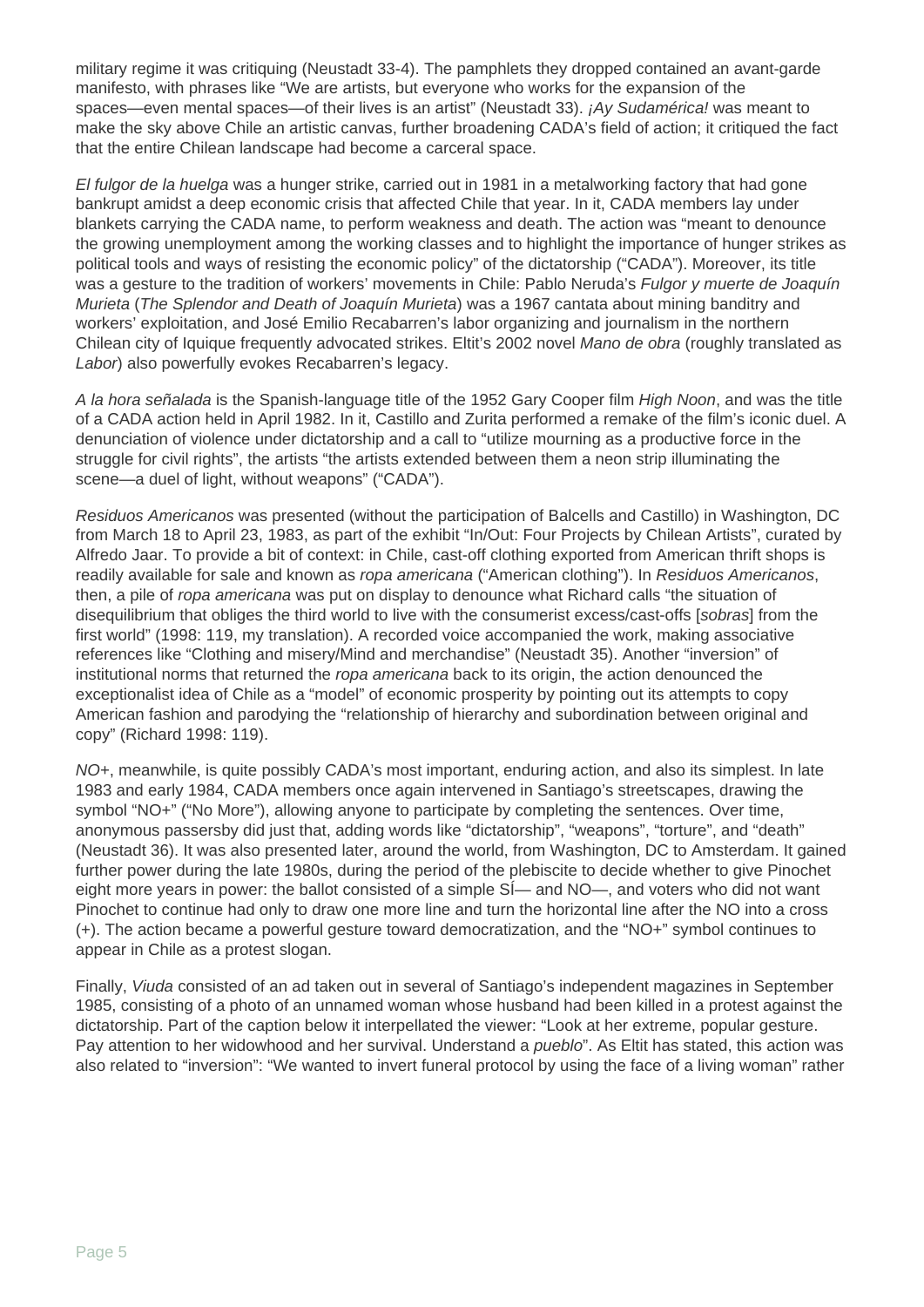military regime it was critiquing (Neustadt 33-4). The pamphlets they dropped contained an avant-garde manifesto, with phrases like "We are artists, but everyone who works for the expansion of the spaces—even mental spaces—of their lives is an artist" (Neustadt 33). *¡Ay Sudamérica!* was meant to make the sky above Chile an artistic canvas, further broadening CADA's field of action; it critiqued the fact that the entire Chilean landscape had become a carceral space.

*El fulgor de la huelga* was a hunger strike, carried out in 1981 in a metalworking factory that had gone bankrupt amidst a deep economic crisis that affected Chile that year. In it, CADA members lay under blankets carrying the CADA name, to perform weakness and death. The action was "meant to denounce the growing unemployment among the working classes and to highlight the importance of hunger strikes as political tools and ways of resisting the economic policy" of the dictatorship ("CADA"). Moreover, its title was a gesture to the tradition of workers' movements in Chile: Pablo Neruda's *Fulgor y muerte de Joaquín Murieta* (*The Splendor and Death of Joaquín Murieta*) was a 1967 cantata about mining banditry and workers' exploitation, and José Emilio Recabarren's labor organizing and journalism in the northern Chilean city of Iquique frequently advocated strikes. Eltit's 2002 novel *Mano de obra* (roughly translated as *Labor*) also powerfully evokes Recabarren's legacy.

*A la hora señalada* is the Spanish-language title of the 1952 Gary Cooper film *High Noon*, and was the title of a CADA action held in April 1982. In it, Castillo and Zurita performed a remake of the film's iconic duel. A denunciation of violence under dictatorship and a call to "utilize mourning as a productive force in the struggle for civil rights", the artists "the artists extended between them a neon strip illuminating the scene—a duel of light, without weapons" ("CADA").

*Residuos Americanos* was presented (without the participation of Balcells and Castillo) in Washington, DC from March 18 to April 23, 1983, as part of the exhibit "In/Out: Four Projects by Chilean Artists", curated by Alfredo Jaar. To provide a bit of context: in Chile, cast-off clothing exported from American thrift shops is readily available for sale and known as *ropa americana* ("American clothing"). In *Residuos Americanos*, then, a pile of *ropa americana* was put on display to denounce what Richard calls "the situation of disequilibrium that obliges the third world to live with the consumerist excess/cast-offs [*sobras*] from the first world" (1998: 119, my translation). A recorded voice accompanied the work, making associative references like "Clothing and misery/Mind and merchandise" (Neustadt 35). Another "inversion" of institutional norms that returned the *ropa americana* back to its origin, the action denounced the exceptionalist idea of Chile as a "model" of economic prosperity by pointing out its attempts to copy American fashion and parodying the "relationship of hierarchy and subordination between original and copy" (Richard 1998: 119).

*NO+*, meanwhile, is quite possibly CADA's most important, enduring action, and also its simplest. In late 1983 and early 1984, CADA members once again intervened in Santiago's streetscapes, drawing the symbol "NO+" ("No More"), allowing anyone to participate by completing the sentences. Over time, anonymous passersby did just that, adding words like "dictatorship", "weapons", "torture", and "death" (Neustadt 36). It was also presented later, around the world, from Washington, DC to Amsterdam. It gained further power during the late 1980s, during the period of the plebiscite to decide whether to give Pinochet eight more years in power: the ballot consisted of a simple SÍ— and NO—, and voters who did not want Pinochet to continue had only to draw one more line and turn the horizontal line after the NO into a cross (+). The action became a powerful gesture toward democratization, and the "NO+" symbol continues to appear in Chile as a protest slogan.

Finally, *Viuda* consisted of an ad taken out in several of Santiago's independent magazines in September 1985, consisting of a photo of an unnamed woman whose husband had been killed in a protest against the dictatorship. Part of the caption below it interpellated the viewer: "Look at her extreme, popular gesture. Pay attention to her widowhood and her survival. Understand a *pueblo*". As Eltit has stated, this action was also related to "inversion": "We wanted to invert funeral protocol by using the face of a living woman" rather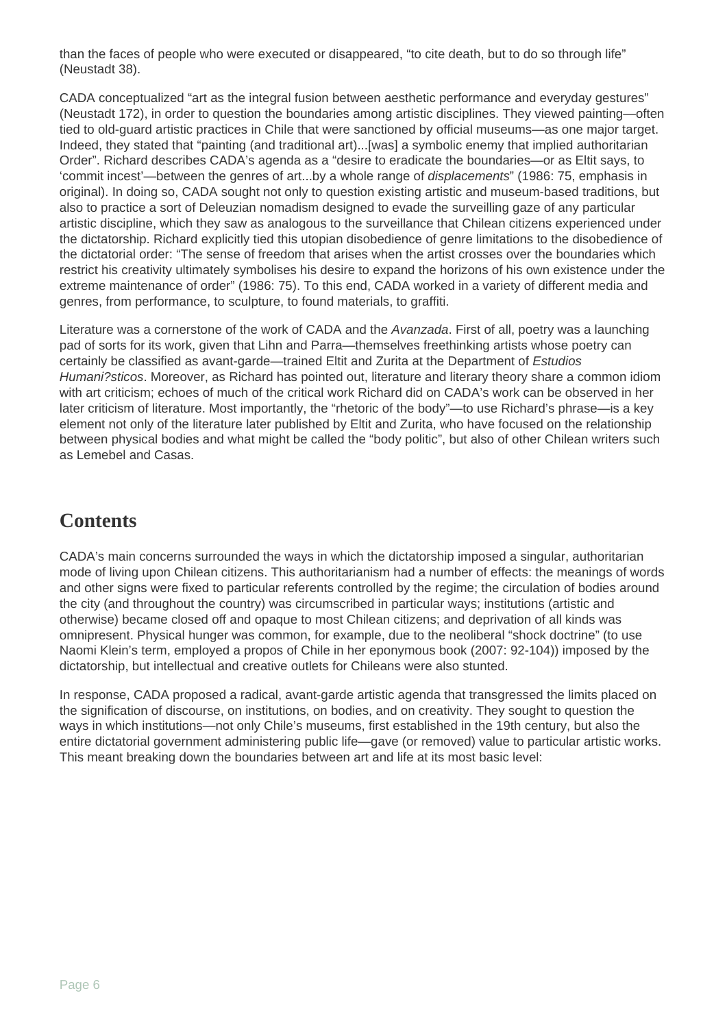than the faces of people who were executed or disappeared, "to cite death, but to do so through life" (Neustadt 38).

CADA conceptualized "art as the integral fusion between aesthetic performance and everyday gestures" (Neustadt 172), in order to question the boundaries among artistic disciplines. They viewed painting—often tied to old-guard artistic practices in Chile that were sanctioned by official museums—as one major target. Indeed, they stated that "painting (and traditional art)...[was] a symbolic enemy that implied authoritarian Order". Richard describes CADA's agenda as a "desire to eradicate the boundaries—or as Eltit says, to 'commit incest'—between the genres of art...by a whole range of *displacements*" (1986: 75, emphasis in original). In doing so, CADA sought not only to question existing artistic and museum-based traditions, but also to practice a sort of Deleuzian nomadism designed to evade the surveilling gaze of any particular artistic discipline, which they saw as analogous to the surveillance that Chilean citizens experienced under the dictatorship. Richard explicitly tied this utopian disobedience of genre limitations to the disobedience of the dictatorial order: "The sense of freedom that arises when the artist crosses over the boundaries which restrict his creativity ultimately symbolises his desire to expand the horizons of his own existence under the extreme maintenance of order" (1986: 75). To this end, CADA worked in a variety of different media and genres, from performance, to sculpture, to found materials, to graffiti.

Literature was a cornerstone of the work of CADA and the *Avanzada*. First of all, poetry was a launching pad of sorts for its work, given that Lihn and Parra—themselves freethinking artists whose poetry can certainly be classified as avant-garde—trained Eltit and Zurita at the Department of *Estudios Humani?sticos*. Moreover, as Richard has pointed out, literature and literary theory share a common idiom with art criticism; echoes of much of the critical work Richard did on CADA's work can be observed in her later criticism of literature. Most importantly, the "rhetoric of the body"—to use Richard's phrase—is a key element not only of the literature later published by Eltit and Zurita, who have focused on the relationship between physical bodies and what might be called the "body politic", but also of other Chilean writers such as Lemebel and Casas.

## Contents

CADA's main concerns surrounded the ways in which the dictatorship imposed a singular, authoritarian mode of living upon Chilean citizens. This authoritarianism had a number of effects: the meanings of words and other signs were fixed to particular referents controlled by the regime; the circulation of bodies around the city (and throughout the country) was circumscribed in particular ways; institutions (artistic and otherwise) became closed off and opaque to most Chilean citizens; and deprivation of all kinds was omnipresent. Physical hunger was common, for example, due to the neoliberal "shock doctrine" (to use Naomi Klein's term, employed a propos of Chile in her eponymous book (2007: 92-104)) imposed by the dictatorship, but intellectual and creative outlets for Chileans were also stunted.

In response, CADA proposed a radical, avant-garde artistic agenda that transgressed the limits placed on the signification of discourse, on institutions, on bodies, and on creativity. They sought to question the ways in which institutions—not only Chile's museums, first established in the 19th century, but also the entire dictatorial government administering public life—gave (or removed) value to particular artistic works. This meant breaking down the boundaries between art and life at its most basic level: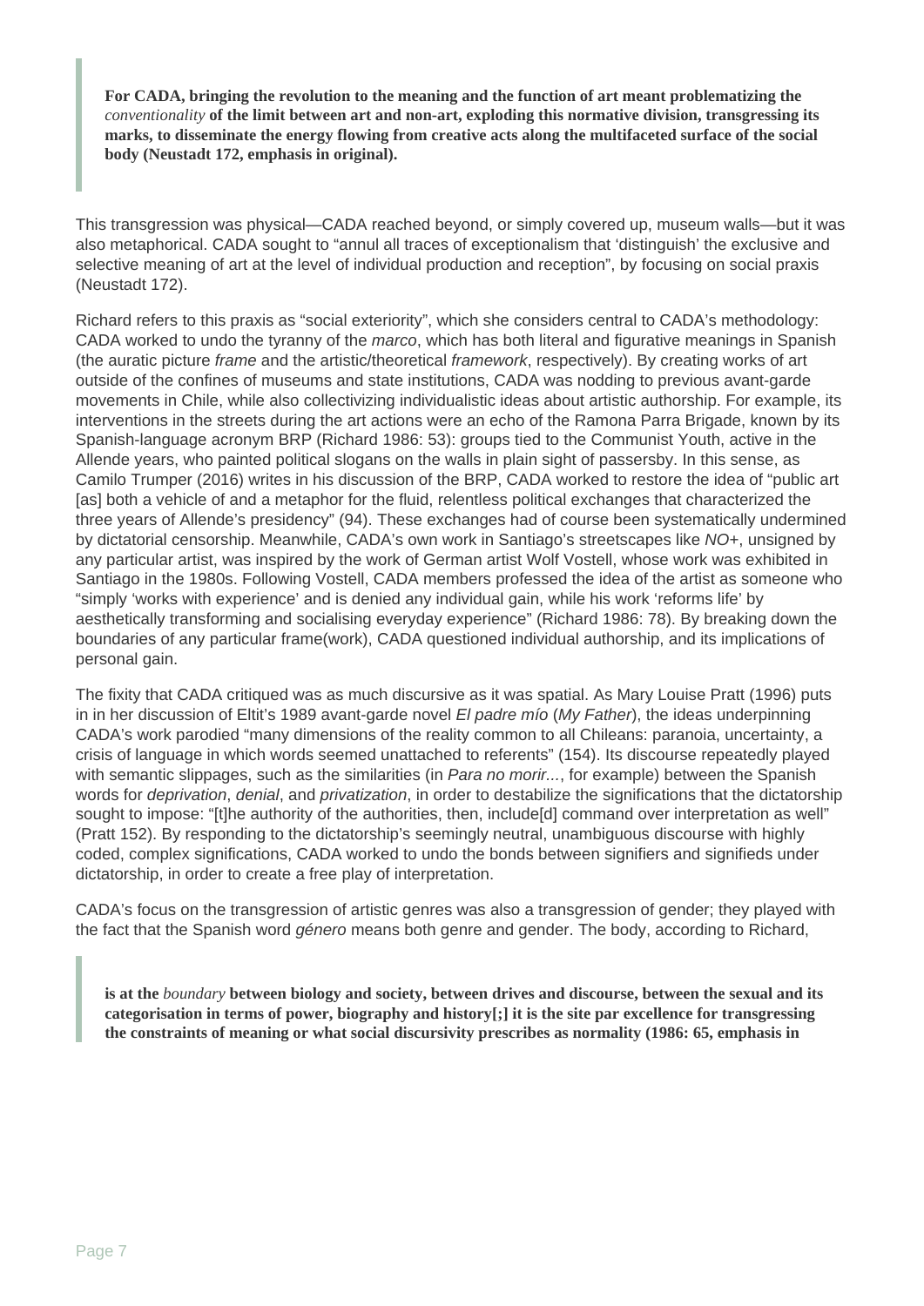> **For CADA, bringing the revolution to the meaning and the function of art meant problematizing the *conventionality* of the limit between art and non-art, exploding this normative division, transgressing its marks, to disseminate the energy flowing from creative acts along the multifaceted surface of the social body (Neustadt 172, emphasis in original).**

This transgression was physical—CADA reached beyond, or simply covered up, museum walls—but it was also metaphorical. CADA sought to "annul all traces of exceptionalism that 'distinguish' the exclusive and selective meaning of art at the level of individual production and reception", by focusing on social praxis (Neustadt 172).

Richard refers to this praxis as "social exteriority", which she considers central to CADA's methodology: CADA worked to undo the tyranny of the *marco*, which has both literal and figurative meanings in Spanish (the auratic picture *frame* and the artistic/theoretical *framework*, respectively). By creating works of art outside of the confines of museums and state institutions, CADA was nodding to previous avant-garde movements in Chile, while also collectivizing individualistic ideas about artistic authorship. For example, its interventions in the streets during the art actions were an echo of the Ramona Parra Brigade, known by its Spanish-language acronym BRP (Richard 1986: 53): groups tied to the Communist Youth, active in the Allende years, who painted political slogans on the walls in plain sight of passersby. In this sense, as Camilo Trumper (2016) writes in his discussion of the BRP, CADA worked to restore the idea of "public art [as] both a vehicle of and a metaphor for the fluid, relentless political exchanges that characterized the three years of Allende's presidency" (94). These exchanges had of course been systematically undermined by dictatorial censorship. Meanwhile, CADA's own work in Santiago's streetscapes like *NO+*, unsigned by any particular artist, was inspired by the work of German artist Wolf Vostell, whose work was exhibited in Santiago in the 1980s. Following Vostell, CADA members professed the idea of the artist as someone who "simply 'works with experience' and is denied any individual gain, while his work 'reforms life' by aesthetically transforming and socialising everyday experience" (Richard 1986: 78). By breaking down the boundaries of any particular frame(work), CADA questioned individual authorship, and its implications of personal gain.

The fixity that CADA critiqued was as much discursive as it was spatial. As Mary Louise Pratt (1996) puts in in her discussion of Eltit's 1989 avant-garde novel *El padre mío* (*My Father*), the ideas underpinning CADA's work parodied "many dimensions of the reality common to all Chileans: paranoia, uncertainty, a crisis of language in which words seemed unattached to referents" (154). Its discourse repeatedly played with semantic slippages, such as the similarities (in *Para no morir...*, for example) between the Spanish words for *deprivation*, *denial*, and *privatization*, in order to destabilize the significations that the dictatorship sought to impose: "[t]he authority of the authorities, then, include[d] command over interpretation as well" (Pratt 152). By responding to the dictatorship's seemingly neutral, unambiguous discourse with highly coded, complex significations, CADA worked to undo the bonds between signifiers and signifieds under dictatorship, in order to create a free play of interpretation.

CADA's focus on the transgression of artistic genres was also a transgression of gender; they played with the fact that the Spanish word *género* means both genre and gender. The body, according to Richard,

> **is at the *boundary* between biology and society, between drives and discourse, between the sexual and its categorisation in terms of power, biography and history[;] it is the site par excellence for transgressing the constraints of meaning or what social discursivity prescribes as normality (1986: 65, emphasis in**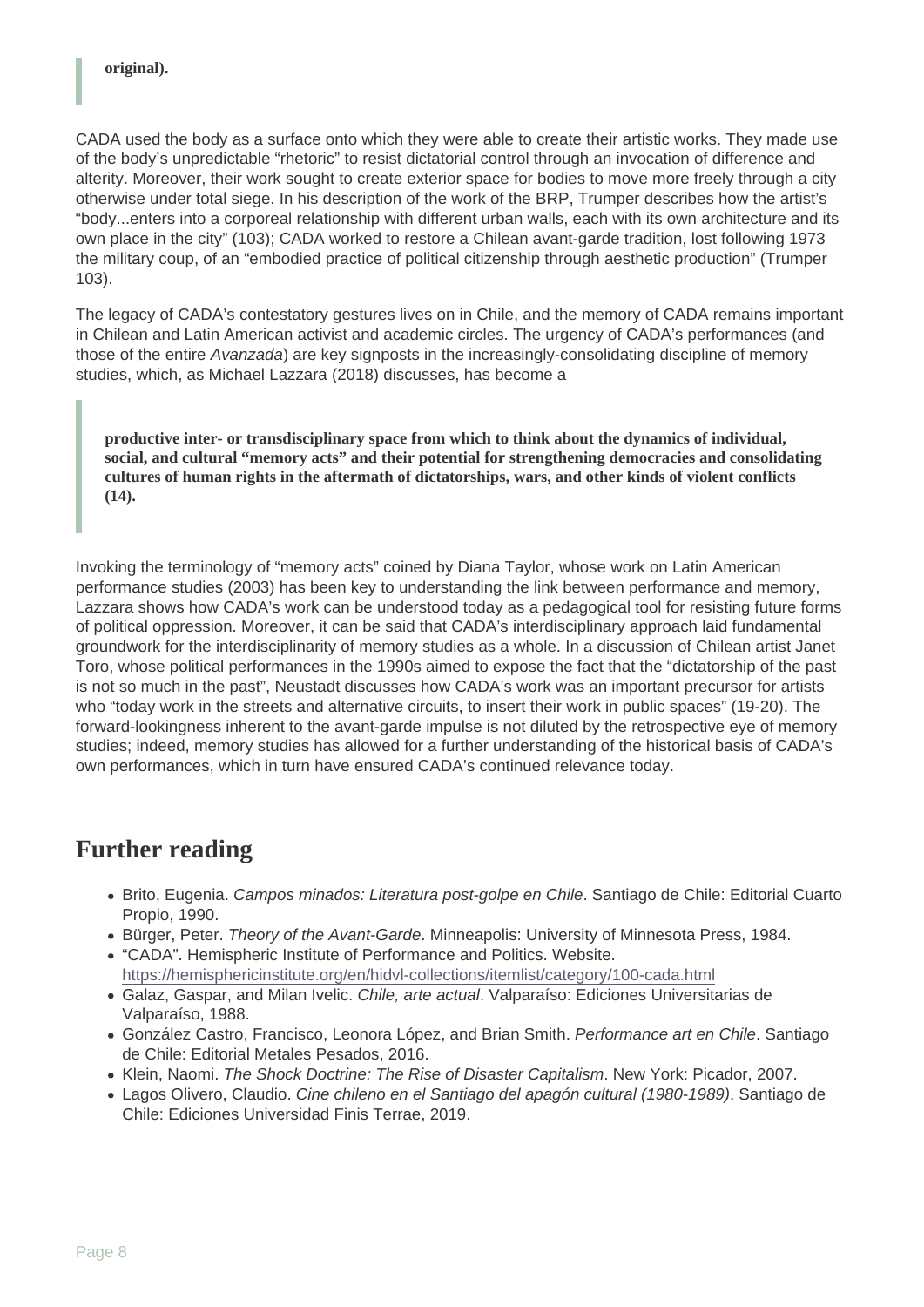> **original).**

CADA used the body as a surface onto which they were able to create their artistic works. They made use of the body's unpredictable "rhetoric" to resist dictatorial control through an invocation of difference and alterity. Moreover, their work sought to create exterior space for bodies to move more freely through a city otherwise under total siege. In his description of the work of the BRP, Trumper describes how the artist's "body...enters into a corporeal relationship with different urban walls, each with its own architecture and its own place in the city" (103); CADA worked to restore a Chilean avant-garde tradition, lost following 1973 the military coup, of an "embodied practice of political citizenship through aesthetic production" (Trumper 103).

The legacy of CADA's contestatory gestures lives on in Chile, and the memory of CADA remains important in Chilean and Latin American activist and academic circles. The urgency of CADA's performances (and those of the entire *Avanzada*) are key signposts in the increasingly-consolidating discipline of memory studies, which, as Michael Lazzara (2018) discusses, has become a

> **productive inter- or transdisciplinary space from which to think about the dynamics of individual, social, and cultural "memory acts" and their potential for strengthening democracies and consolidating cultures of human rights in the aftermath of dictatorships, wars, and other kinds of violent conflicts (14).**

Invoking the terminology of "memory acts" coined by Diana Taylor, whose work on Latin American performance studies (2003) has been key to understanding the link between performance and memory, Lazzara shows how CADA's work can be understood today as a pedagogical tool for resisting future forms of political oppression. Moreover, it can be said that CADA's interdisciplinary approach laid fundamental groundwork for the interdisciplinarity of memory studies as a whole. In a discussion of Chilean artist Janet Toro, whose political performances in the 1990s aimed to expose the fact that the "dictatorship of the past is not so much in the past", Neustadt discusses how CADA's work was an important precursor for artists who "today work in the streets and alternative circuits, to insert their work in public spaces" (19-20). The forward-lookingness inherent to the avant-garde impulse is not diluted by the retrospective eye of memory studies; indeed, memory studies has allowed for a further understanding of the historical basis of CADA's own performances, which in turn have ensured CADA's continued relevance today.

## Further reading

- Brito, Eugenia. *Campos minados: Literatura post-golpe en Chile*. Santiago de Chile: Editorial Cuarto Propio, 1990.
- Bürger, Peter. *Theory of the Avant-Garde*. Minneapolis: University of Minnesota Press, 1984.
- "CADA". Hemispheric Institute of Performance and Politics. Website. https://hemisphericinstitute.org/en/hidvl-collections/itemlist/category/100-cada.html
- Galaz, Gaspar, and Milan Ivelic. *Chile, arte actual*. Valparaíso: Ediciones Universitarias de Valparaíso, 1988.
- González Castro, Francisco, Leonora López, and Brian Smith. *Performance art en Chile*. Santiago de Chile: Editorial Metales Pesados, 2016.
- Klein, Naomi. *The Shock Doctrine: The Rise of Disaster Capitalism*. New York: Picador, 2007.
- Lagos Olivero, Claudio. *Cine chileno en el Santiago del apagón cultural (1980-1989)*. Santiago de Chile: Ediciones Universidad Finis Terrae, 2019.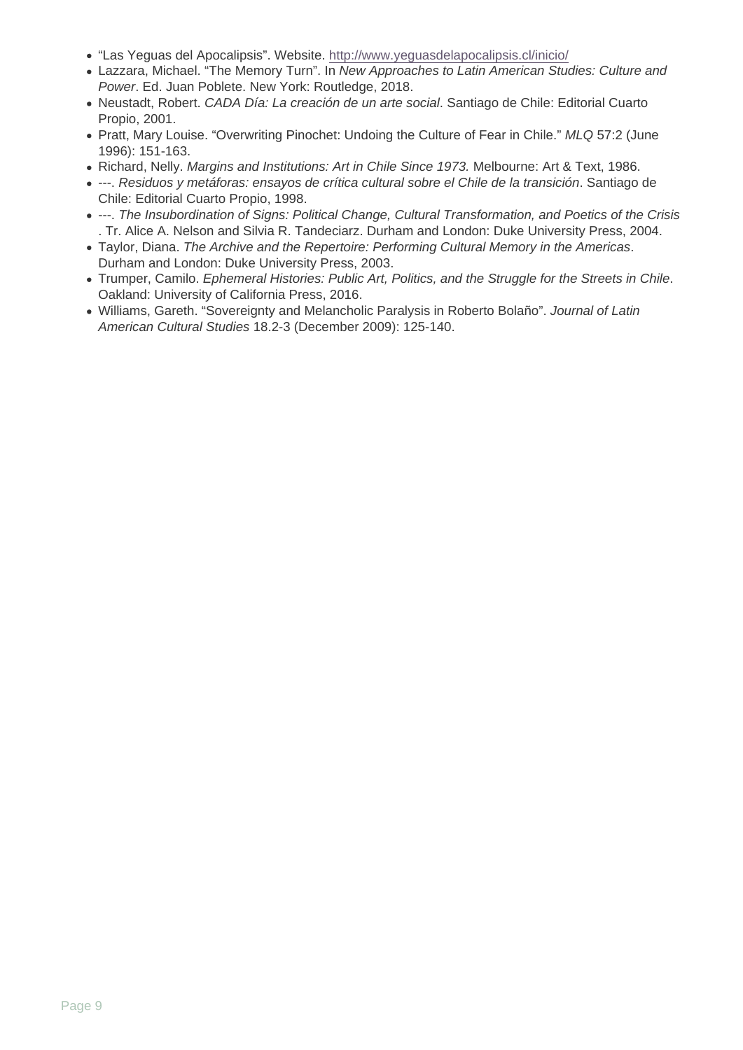- "Las Yeguas del Apocalipsis". Website. http://www.yeguasdelapocalipsis.cl/inicio/
- Lazzara, Michael. "The Memory Turn". In *New Approaches to Latin American Studies: Culture and Power*. Ed. Juan Poblete. New York: Routledge, 2018.
- Neustadt, Robert. *CADA Día: La creación de un arte social*. Santiago de Chile: Editorial Cuarto Propio, 2001.
- Pratt, Mary Louise. "Overwriting Pinochet: Undoing the Culture of Fear in Chile." *MLQ* 57:2 (June 1996): 151-163.
- Richard, Nelly. *Margins and Institutions: Art in Chile Since 1973.* Melbourne: Art & Text, 1986.
- ---. *Residuos y metáforas: ensayos de crítica cultural sobre el Chile de la transición*. Santiago de Chile: Editorial Cuarto Propio, 1998.
- ---. *The Insubordination of Signs: Political Change, Cultural Transformation, and Poetics of the Crisis*. Tr. Alice A. Nelson and Silvia R. Tandeciarz. Durham and London: Duke University Press, 2004.
- Taylor, Diana. *The Archive and the Repertoire: Performing Cultural Memory in the Americas*. Durham and London: Duke University Press, 2003.
- Trumper, Camilo. *Ephemeral Histories: Public Art, Politics, and the Struggle for the Streets in Chile*. Oakland: University of California Press, 2016.
- Williams, Gareth. "Sovereignty and Melancholic Paralysis in Roberto Bolaño". *Journal of Latin American Cultural Studies* 18.2-3 (December 2009): 125-140.